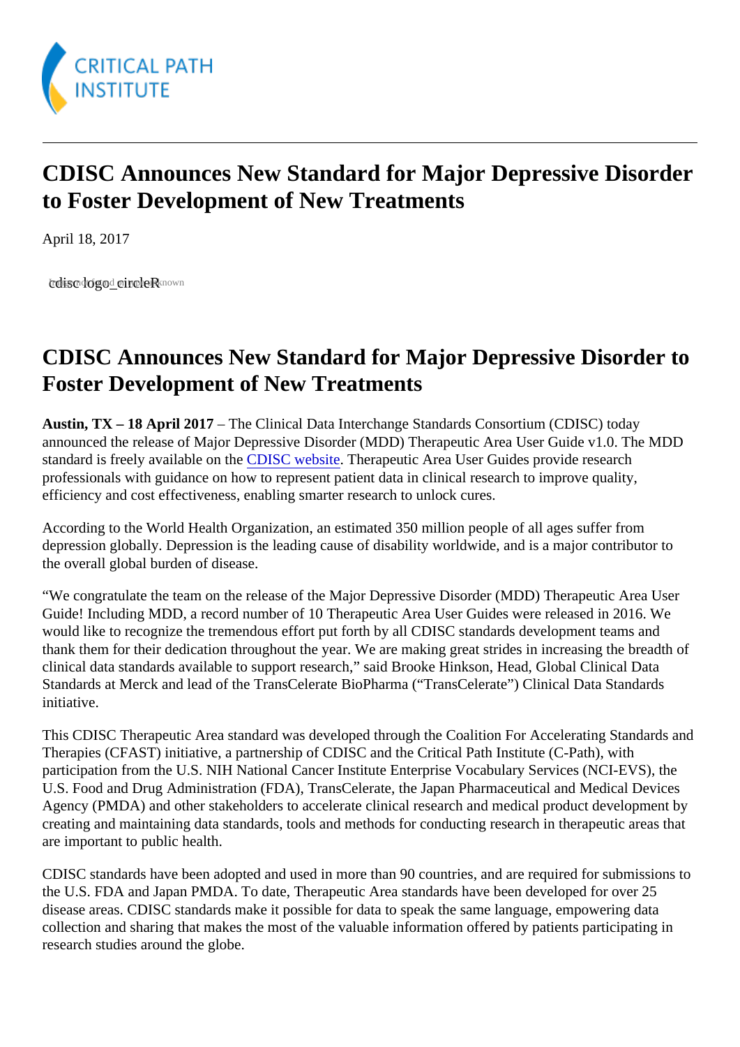# CDISC Announces New Standard for Major Depressive Disorder to Foster Development of New Treatments

April 18, 2017

cdisc logo_circleR

## CDISC Announces New Standard for Major Depressive Disorder to Foster Development of New Treatments

**Austin, TX – 18 April 2017** – The Clinical Data Interchange Standards Consortium (CDISC) today announced the release of Major Depressive Disorder (MDD) Therapeutic Area User Guide v1.0. The MDD standard is freely available on the CDISC website. Therapeutic Area User Guides provide research professionals with guidance on how to represent patient data in clinical research to improve quality, efficiency and cost effectiveness, enabling smarter research to unlock cures.

According to the World Health Organization, an estimated 350 million people of all ages suffer from depression globally. Depression is the leading cause of disability worldwide, and is a major contributor to the overall global burden of disease.

"We congratulate the team on the release of the Major Depressive Disorder (MDD) Therapeutic Area User Guide! Including MDD, a record number of 10 Therapeutic Area User Guides were released in 2016. We would like to recognize the tremendous effort put forth by all CDISC standards development teams and thank them for their dedication throughout the year. We are making great strides in increasing the breadth of clinical data standards available to support research," said Brooke Hinkson, Head, Global Clinical Data Standards at Merck and lead of the TransCelerate BioPharma ("TransCelerate") Clinical Data Standards initiative.

This CDISC Therapeutic Area standard was developed through the Coalition For Accelerating Standards and Therapies (CFAST) initiative, a partnership of CDISC and the Critical Path Institute (C-Path), with participation from the U.S. NIH National Cancer Institute Enterprise Vocabulary Services (NCI-EVS), the U.S. Food and Drug Administration (FDA), TransCelerate, the Japan Pharmaceutical and Medical Devices Agency (PMDA) and other stakeholders to accelerate clinical research and medical product development by creating and maintaining data standards, tools and methods for conducting research in therapeutic areas that are important to public health.

CDISC standards have been adopted and used in more than 90 countries, and are required for submissions to the U.S. FDA and Japan PMDA. To date, Therapeutic Area standards have been developed for over 25 disease areas. CDISC standards make it possible for data to speak the same language, empowering data collection and sharing that makes the most of the valuable information offered by patients participating in research studies around the globe.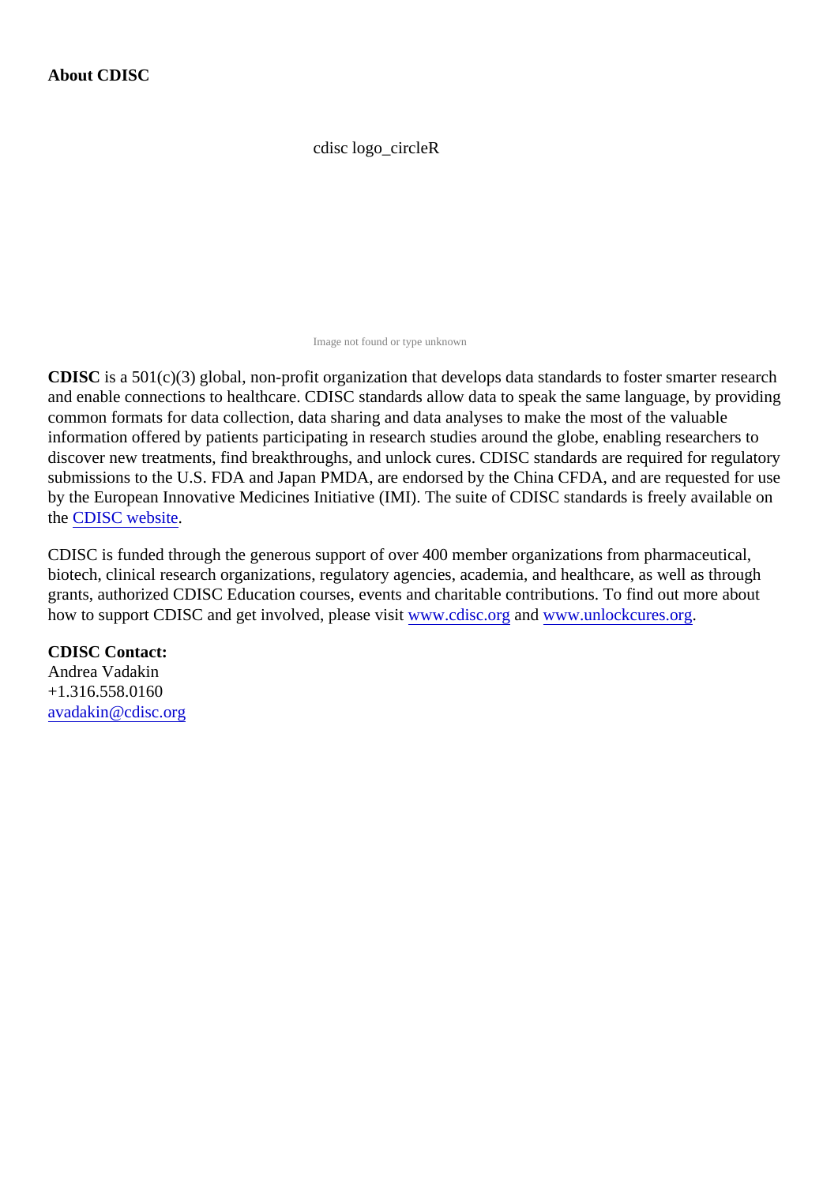**About CDISC**

cdisc logo_circleR

Image not found or type unknown

**CDISC** is a 501(c)(3) global, non-profit organization that develops data standards to foster smarter research and enable connections to healthcare. CDISC standards allow data to speak the same language, by providing common formats for data collection, data sharing and data analyses to make the most of the valuable information offered by patients participating in research studies around the globe, enabling researchers to discover new treatments, find breakthroughs, and unlock cures. CDISC standards are required for regulatory submissions to the U.S. FDA and Japan PMDA, are endorsed by the China CFDA, and are requested for use by the European Innovative Medicines Initiative (IMI). The suite of CDISC standards is freely available on the CDISC website.

CDISC is funded through the generous support of over 400 member organizations from pharmaceutical, biotech, clinical research organizations, regulatory agencies, academia, and healthcare, as well as through grants, authorized CDISC Education courses, events and charitable contributions. To find out more about how to support CDISC and get involved, please visit www.cdisc.org and www.unlockcures.org.

**CDISC Contact:**
Andrea Vadakin
+1.316.558.0160
avadakin@cdisc.org